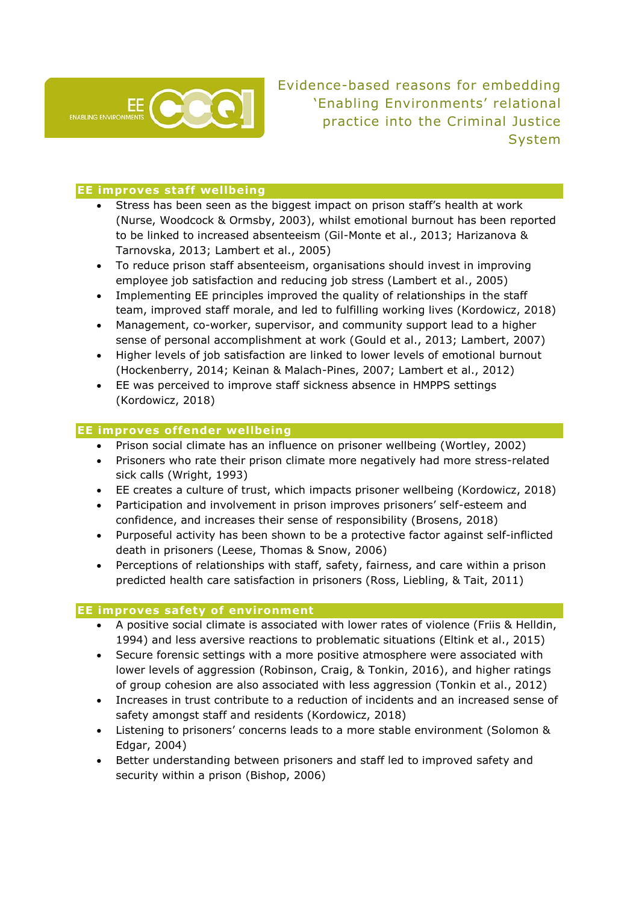# Evidence-based reasons for embedding 'Enabling Environments' relational practice into the Criminal Justice System

## EE improves staff wellbeing

- Stress has been seen as the biggest impact on prison staff's health at work (Nurse, Woodcock & Ormsby, 2003), whilst emotional burnout has been reported to be linked to increased absenteeism (Gil-Monte et al., 2013; Harizanova & Tarnovska, 2013; Lambert et al., 2005)
- To reduce prison staff absenteeism, organisations should invest in improving employee job satisfaction and reducing job stress (Lambert et al., 2005)
- Implementing EE principles improved the quality of relationships in the staff team, improved staff morale, and led to fulfilling working lives (Kordowicz, 2018)
- Management, co-worker, supervisor, and community support lead to a higher sense of personal accomplishment at work (Gould et al., 2013; Lambert, 2007)
- Higher levels of job satisfaction are linked to lower levels of emotional burnout (Hockenberry, 2014; Keinan & Malach-Pines, 2007; Lambert et al., 2012)
- EE was perceived to improve staff sickness absence in HMPPS settings (Kordowicz, 2018)

## EE improves offender wellbeing

- Prison social climate has an influence on prisoner wellbeing (Wortley, 2002)
- Prisoners who rate their prison climate more negatively had more stress-related sick calls (Wright, 1993)
- EE creates a culture of trust, which impacts prisoner wellbeing (Kordowicz, 2018)
- Participation and involvement in prison improves prisoners' self-esteem and confidence, and increases their sense of responsibility (Brosens, 2018)
- Purposeful activity has been shown to be a protective factor against self-inflicted death in prisoners (Leese, Thomas & Snow, 2006)
- Perceptions of relationships with staff, safety, fairness, and care within a prison predicted health care satisfaction in prisoners (Ross, Liebling, & Tait, 2011)

## EE improves safety of environment

- A positive social climate is associated with lower rates of violence (Friis & Helldin, 1994) and less aversive reactions to problematic situations (Eltink et al., 2015)
- Secure forensic settings with a more positive atmosphere were associated with lower levels of aggression (Robinson, Craig, & Tonkin, 2016), and higher ratings of group cohesion are also associated with less aggression (Tonkin et al., 2012)
- Increases in trust contribute to a reduction of incidents and an increased sense of safety amongst staff and residents (Kordowicz, 2018)
- Listening to prisoners' concerns leads to a more stable environment (Solomon & Edgar, 2004)
- Better understanding between prisoners and staff led to improved safety and security within a prison (Bishop, 2006)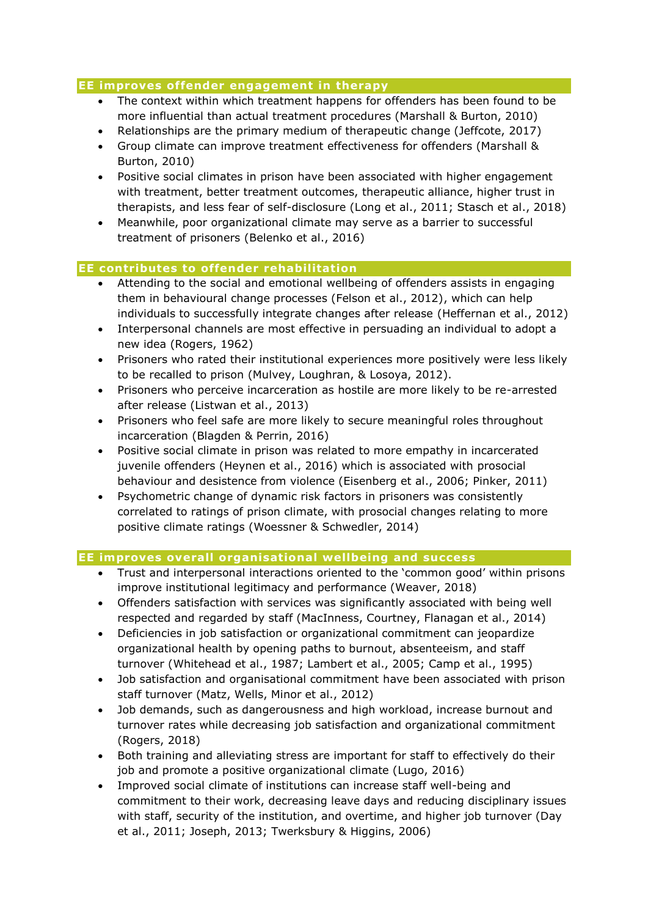## EE improves offender engagement in therapy

- The context within which treatment happens for offenders has been found to be more influential than actual treatment procedures (Marshall & Burton, 2010)
- Relationships are the primary medium of therapeutic change (Jeffcote, 2017)
- Group climate can improve treatment effectiveness for offenders (Marshall & Burton, 2010)
- Positive social climates in prison have been associated with higher engagement with treatment, better treatment outcomes, therapeutic alliance, higher trust in therapists, and less fear of self-disclosure (Long et al., 2011; Stasch et al., 2018)
- Meanwhile, poor organizational climate may serve as a barrier to successful treatment of prisoners (Belenko et al., 2016)

## EE contributes to offender rehabilitation

- Attending to the social and emotional wellbeing of offenders assists in engaging them in behavioural change processes (Felson et al., 2012), which can help individuals to successfully integrate changes after release (Heffernan et al., 2012)
- Interpersonal channels are most effective in persuading an individual to adopt a new idea (Rogers, 1962)
- Prisoners who rated their institutional experiences more positively were less likely to be recalled to prison (Mulvey, Loughran, & Losoya, 2012).
- Prisoners who perceive incarceration as hostile are more likely to be re-arrested after release (Listwan et al., 2013)
- Prisoners who feel safe are more likely to secure meaningful roles throughout incarceration (Blagden & Perrin, 2016)
- Positive social climate in prison was related to more empathy in incarcerated juvenile offenders (Heynen et al., 2016) which is associated with prosocial behaviour and desistence from violence (Eisenberg et al., 2006; Pinker, 2011)
- Psychometric change of dynamic risk factors in prisoners was consistently correlated to ratings of prison climate, with prosocial changes relating to more positive climate ratings (Woessner & Schwedler, 2014)

## EE improves overall organisational wellbeing and success

- Trust and interpersonal interactions oriented to the 'common good' within prisons improve institutional legitimacy and performance (Weaver, 2018)
- Offenders satisfaction with services was significantly associated with being well respected and regarded by staff (MacInness, Courtney, Flanagan et al., 2014)
- Deficiencies in job satisfaction or organizational commitment can jeopardize organizational health by opening paths to burnout, absenteeism, and staff turnover (Whitehead et al., 1987; Lambert et al., 2005; Camp et al., 1995)
- Job satisfaction and organisational commitment have been associated with prison staff turnover (Matz, Wells, Minor et al., 2012)
- Job demands, such as dangerousness and high workload, increase burnout and turnover rates while decreasing job satisfaction and organizational commitment (Rogers, 2018)
- Both training and alleviating stress are important for staff to effectively do their job and promote a positive organizational climate (Lugo, 2016)
- Improved social climate of institutions can increase staff well-being and commitment to their work, decreasing leave days and reducing disciplinary issues with staff, security of the institution, and overtime, and higher job turnover (Day et al., 2011; Joseph, 2013; Twerksbury & Higgins, 2006)